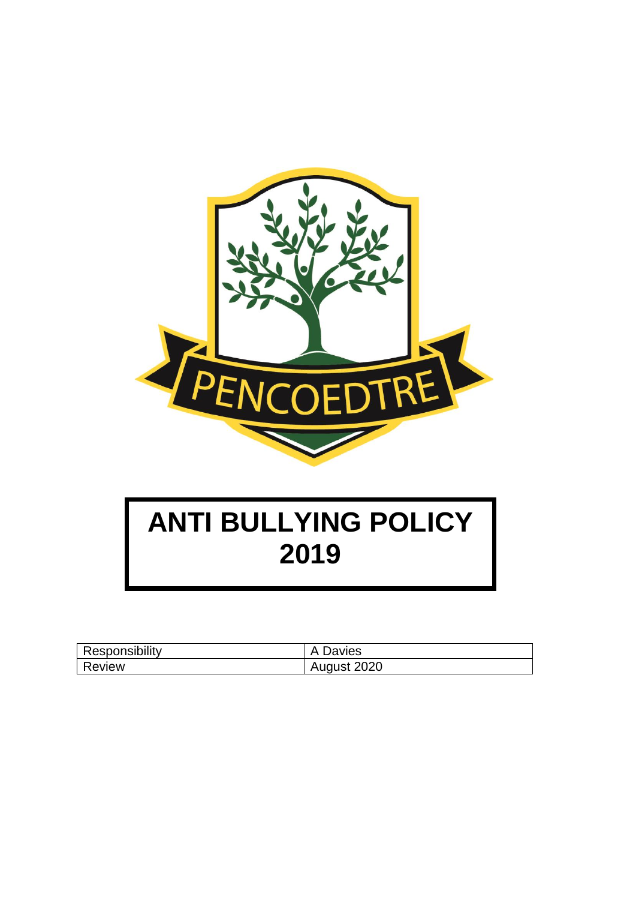PENCOEDTRE

# ANTI BULLYING POLICY 2019

| Responsibility | A Davies |
|---|---|
| Review | August 2020 |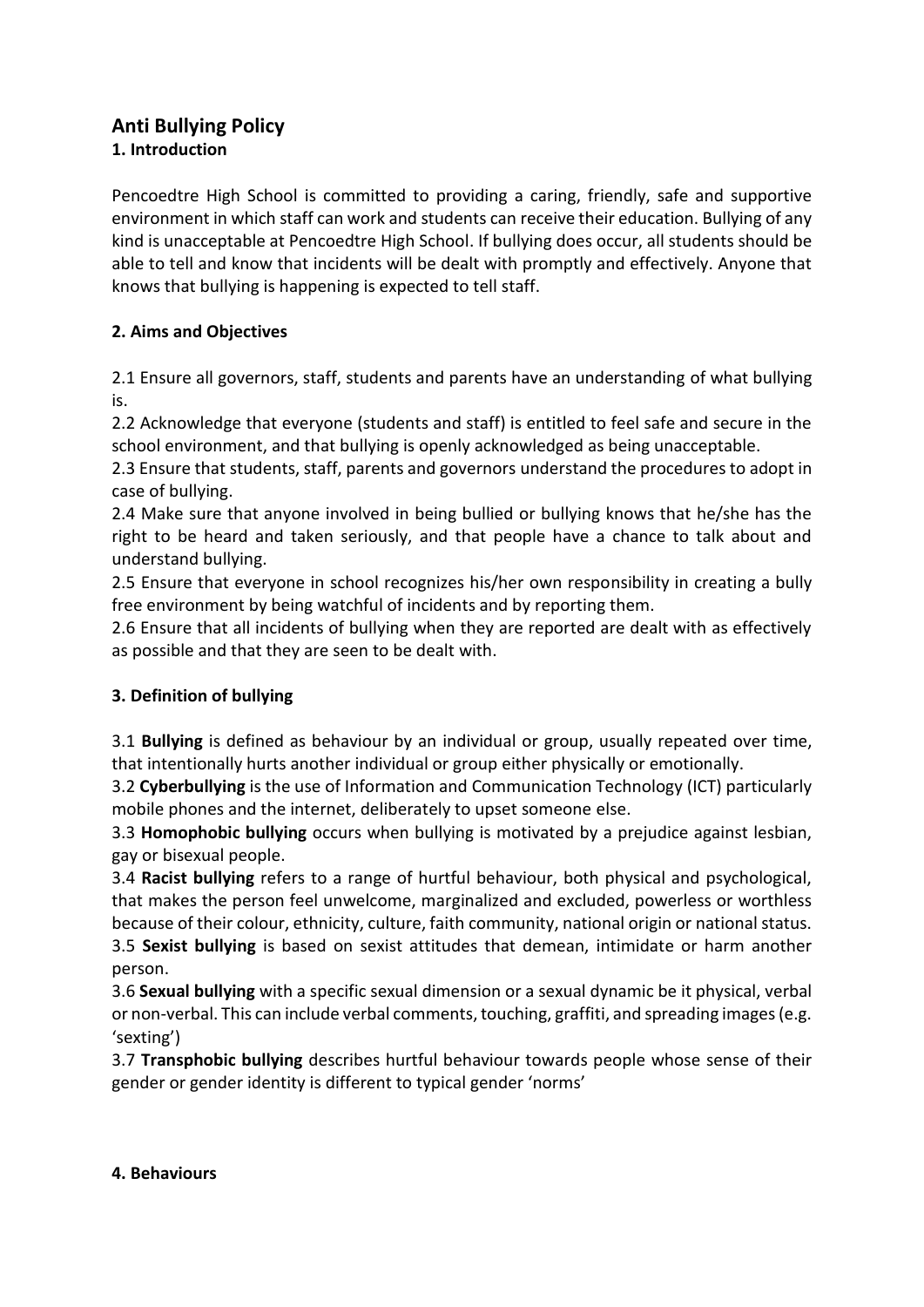## Anti Bullying Policy

### 1. Introduction

Pencoedtre High School is committed to providing a caring, friendly, safe and supportive environment in which staff can work and students can receive their education. Bullying of any kind is unacceptable at Pencoedtre High School. If bullying does occur, all students should be able to tell and know that incidents will be dealt with promptly and effectively. Anyone that knows that bullying is happening is expected to tell staff.

### 2. Aims and Objectives

2.1 Ensure all governors, staff, students and parents have an understanding of what bullying is.
2.2 Acknowledge that everyone (students and staff) is entitled to feel safe and secure in the school environment, and that bullying is openly acknowledged as being unacceptable.
2.3 Ensure that students, staff, parents and governors understand the procedures to adopt in case of bullying.
2.4 Make sure that anyone involved in being bullied or bullying knows that he/she has the right to be heard and taken seriously, and that people have a chance to talk about and understand bullying.
2.5 Ensure that everyone in school recognizes his/her own responsibility in creating a bully free environment by being watchful of incidents and by reporting them.
2.6 Ensure that all incidents of bullying when they are reported are dealt with as effectively as possible and that they are seen to be dealt with.

### 3. Definition of bullying

3.1 **Bullying** is defined as behaviour by an individual or group, usually repeated over time, that intentionally hurts another individual or group either physically or emotionally.
3.2 **Cyberbullying** is the use of Information and Communication Technology (ICT) particularly mobile phones and the internet, deliberately to upset someone else.
3.3 **Homophobic bullying** occurs when bullying is motivated by a prejudice against lesbian, gay or bisexual people.
3.4 **Racist bullying** refers to a range of hurtful behaviour, both physical and psychological, that makes the person feel unwelcome, marginalized and excluded, powerless or worthless because of their colour, ethnicity, culture, faith community, national origin or national status.
3.5 **Sexist bullying** is based on sexist attitudes that demean, intimidate or harm another person.
3.6 **Sexual bullying** with a specific sexual dimension or a sexual dynamic be it physical, verbal or non-verbal. This can include verbal comments, touching, graffiti, and spreading images (e.g. 'sexting')
3.7 **Transphobic bullying** describes hurtful behaviour towards people whose sense of their gender or gender identity is different to typical gender 'norms'

### 4. Behaviours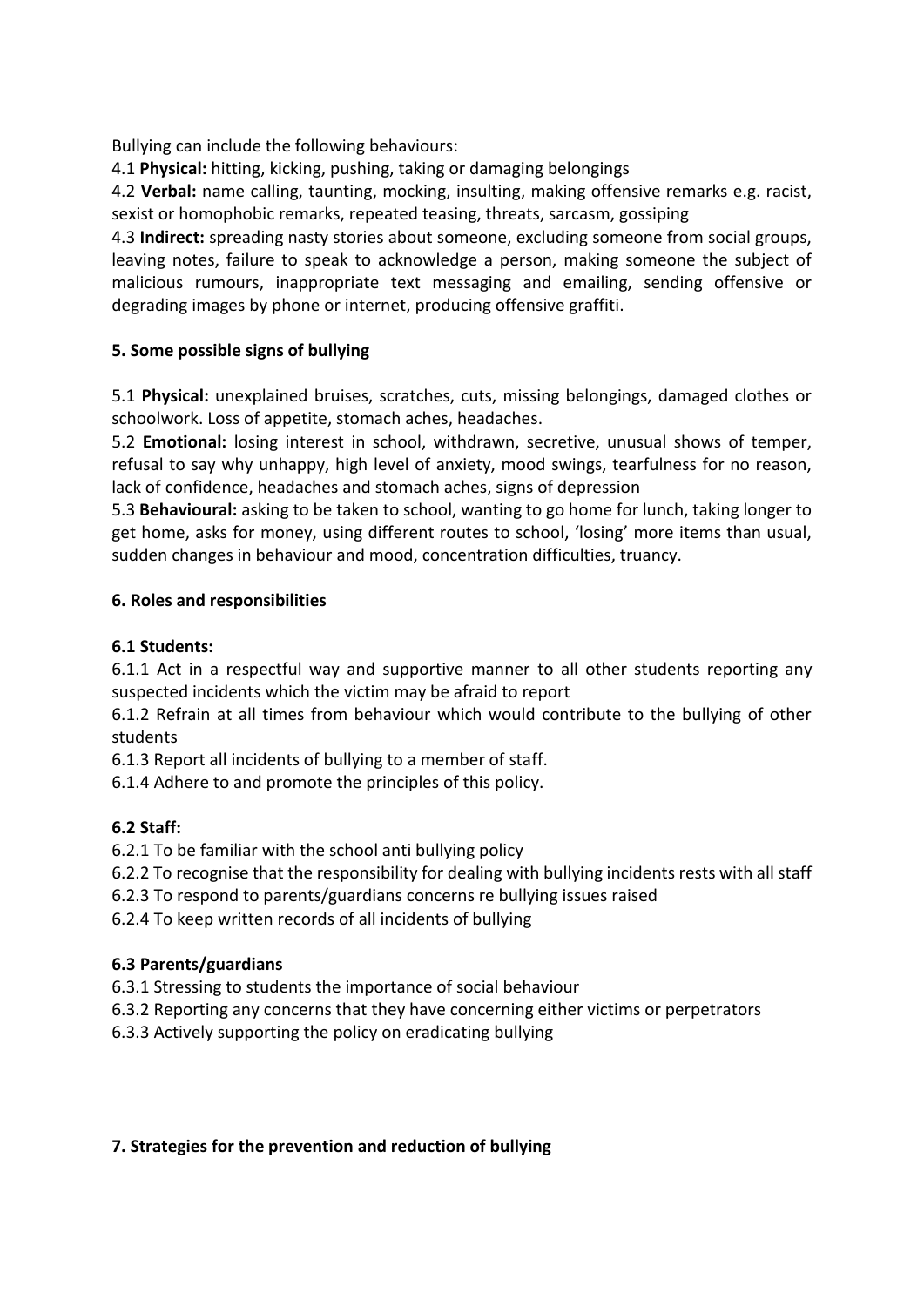Bullying can include the following behaviours:

4.1 **Physical:** hitting, kicking, pushing, taking or damaging belongings

4.2 **Verbal:** name calling, taunting, mocking, insulting, making offensive remarks e.g. racist, sexist or homophobic remarks, repeated teasing, threats, sarcasm, gossiping

4.3 **Indirect:** spreading nasty stories about someone, excluding someone from social groups, leaving notes, failure to speak to acknowledge a person, making someone the subject of malicious rumours, inappropriate text messaging and emailing, sending offensive or degrading images by phone or internet, producing offensive graffiti.

## 5. Some possible signs of bullying

5.1 **Physical:** unexplained bruises, scratches, cuts, missing belongings, damaged clothes or schoolwork. Loss of appetite, stomach aches, headaches.

5.2 **Emotional:** losing interest in school, withdrawn, secretive, unusual shows of temper, refusal to say why unhappy, high level of anxiety, mood swings, tearfulness for no reason, lack of confidence, headaches and stomach aches, signs of depression

5.3 **Behavioural:** asking to be taken to school, wanting to go home for lunch, taking longer to get home, asks for money, using different routes to school, 'losing' more items than usual, sudden changes in behaviour and mood, concentration difficulties, truancy.

## 6. Roles and responsibilities

### 6.1 Students:

6.1.1 Act in a respectful way and supportive manner to all other students reporting any suspected incidents which the victim may be afraid to report

6.1.2 Refrain at all times from behaviour which would contribute to the bullying of other students

6.1.3 Report all incidents of bullying to a member of staff.

6.1.4 Adhere to and promote the principles of this policy.

### 6.2 Staff:

6.2.1 To be familiar with the school anti bullying policy

6.2.2 To recognise that the responsibility for dealing with bullying incidents rests with all staff

6.2.3 To respond to parents/guardians concerns re bullying issues raised

6.2.4 To keep written records of all incidents of bullying

### 6.3 Parents/guardians

6.3.1 Stressing to students the importance of social behaviour

6.3.2 Reporting any concerns that they have concerning either victims or perpetrators

6.3.3 Actively supporting the policy on eradicating bullying

## 7. Strategies for the prevention and reduction of bullying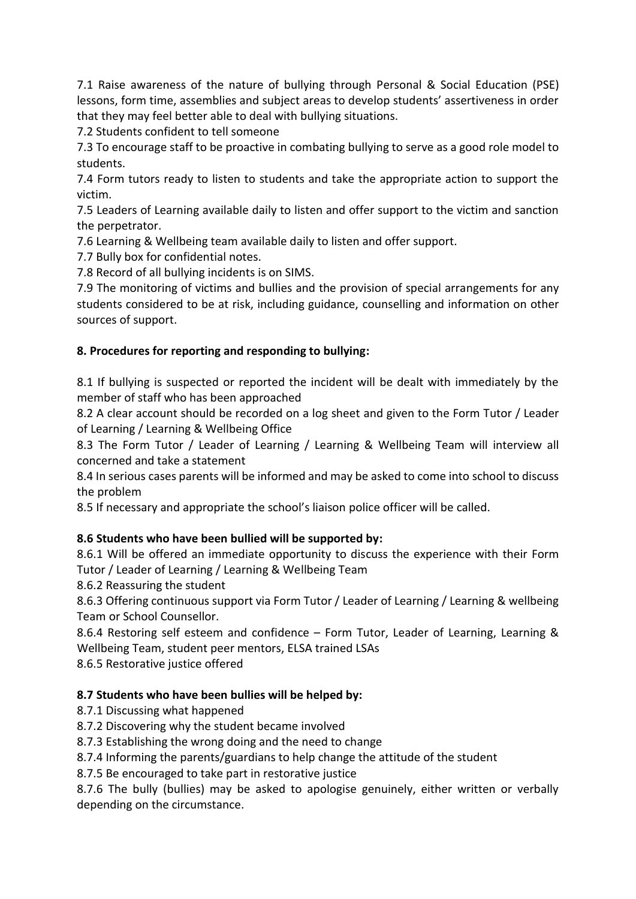7.1 Raise awareness of the nature of bullying through Personal & Social Education (PSE) lessons, form time, assemblies and subject areas to develop students' assertiveness in order that they may feel better able to deal with bullying situations.

7.2 Students confident to tell someone

7.3 To encourage staff to be proactive in combating bullying to serve as a good role model to students.

7.4 Form tutors ready to listen to students and take the appropriate action to support the victim.

7.5 Leaders of Learning available daily to listen and offer support to the victim and sanction the perpetrator.

7.6 Learning & Wellbeing team available daily to listen and offer support.

7.7 Bully box for confidential notes.

7.8 Record of all bullying incidents is on SIMS.

7.9 The monitoring of victims and bullies and the provision of special arrangements for any students considered to be at risk, including guidance, counselling and information on other sources of support.

## 8. Procedures for reporting and responding to bullying:

8.1 If bullying is suspected or reported the incident will be dealt with immediately by the member of staff who has been approached

8.2 A clear account should be recorded on a log sheet and given to the Form Tutor / Leader of Learning / Learning & Wellbeing Office

8.3 The Form Tutor / Leader of Learning / Learning & Wellbeing Team will interview all concerned and take a statement

8.4 In serious cases parents will be informed and may be asked to come into school to discuss the problem

8.5 If necessary and appropriate the school's liaison police officer will be called.

### 8.6 Students who have been bullied will be supported by:

8.6.1 Will be offered an immediate opportunity to discuss the experience with their Form Tutor / Leader of Learning / Learning & Wellbeing Team

8.6.2 Reassuring the student

8.6.3 Offering continuous support via Form Tutor / Leader of Learning / Learning & wellbeing Team or School Counsellor.

8.6.4 Restoring self esteem and confidence – Form Tutor, Leader of Learning, Learning & Wellbeing Team, student peer mentors, ELSA trained LSAs

8.6.5 Restorative justice offered

### 8.7 Students who have been bullies will be helped by:

8.7.1 Discussing what happened

8.7.2 Discovering why the student became involved

8.7.3 Establishing the wrong doing and the need to change

8.7.4 Informing the parents/guardians to help change the attitude of the student

8.7.5 Be encouraged to take part in restorative justice

8.7.6 The bully (bullies) may be asked to apologise genuinely, either written or verbally depending on the circumstance.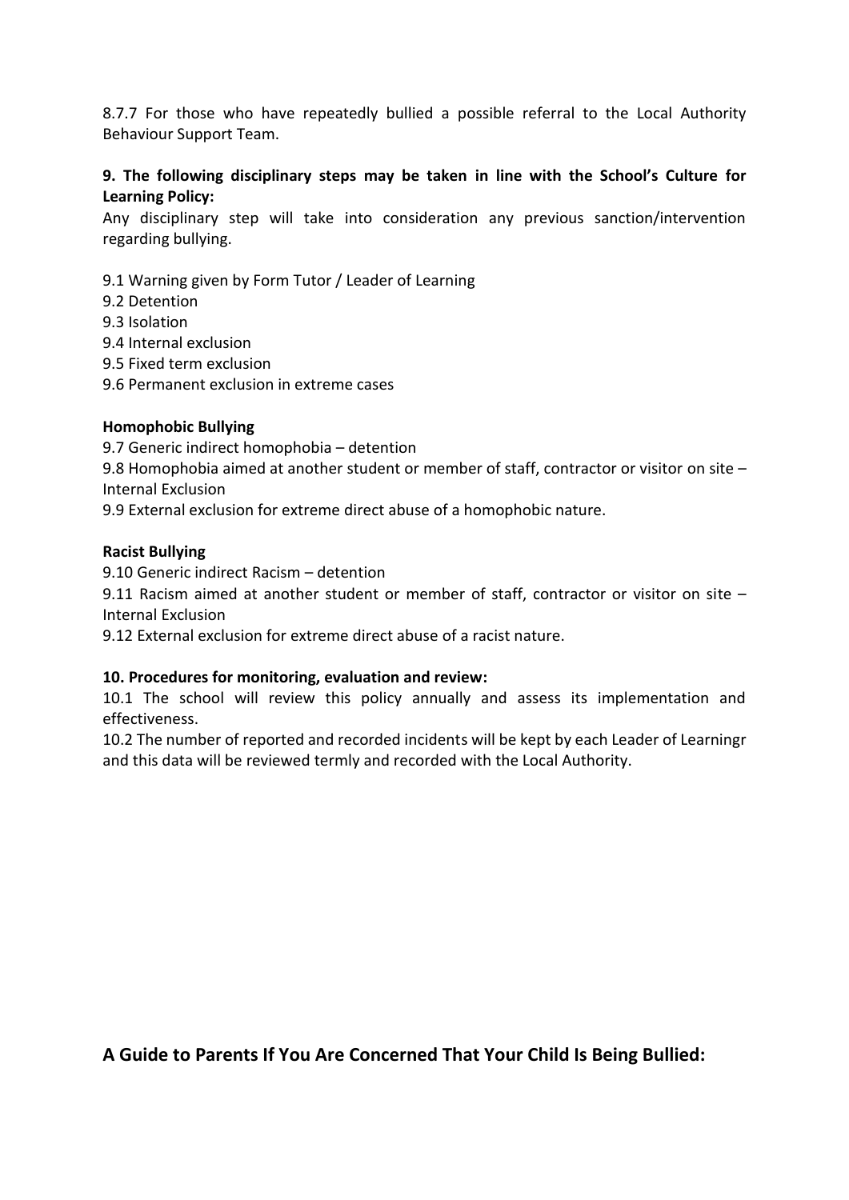8.7.7 For those who have repeatedly bullied a possible referral to the Local Authority Behaviour Support Team.

**9. The following disciplinary steps may be taken in line with the School's Culture for Learning Policy:**

Any disciplinary step will take into consideration any previous sanction/intervention regarding bullying.

9.1 Warning given by Form Tutor / Leader of Learning
9.2 Detention
9.3 Isolation
9.4 Internal exclusion
9.5 Fixed term exclusion
9.6 Permanent exclusion in extreme cases

**Homophobic Bullying**

9.7 Generic indirect homophobia – detention
9.8 Homophobia aimed at another student or member of staff, contractor or visitor on site – Internal Exclusion
9.9 External exclusion for extreme direct abuse of a homophobic nature.

**Racist Bullying**

9.10 Generic indirect Racism – detention
9.11 Racism aimed at another student or member of staff, contractor or visitor on site – Internal Exclusion
9.12 External exclusion for extreme direct abuse of a racist nature.

**10. Procedures for monitoring, evaluation and review:**

10.1 The school will review this policy annually and assess its implementation and effectiveness.
10.2 The number of reported and recorded incidents will be kept by each Leader of Learningr and this data will be reviewed termly and recorded with the Local Authority.

## A Guide to Parents If You Are Concerned That Your Child Is Being Bullied: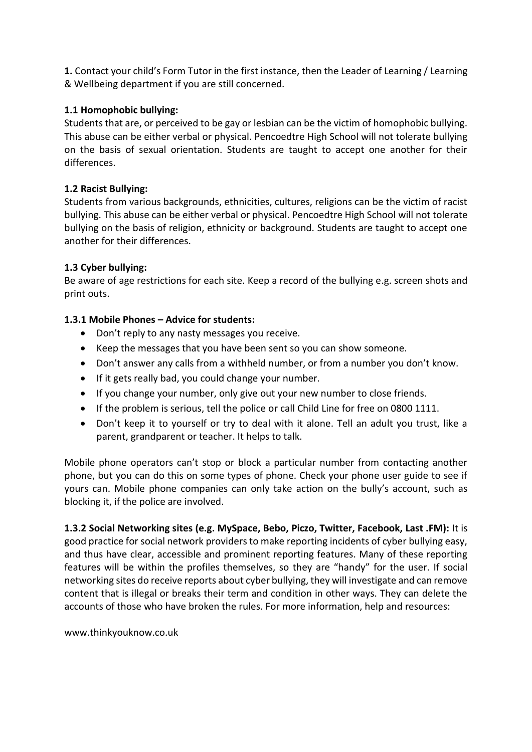**1.** Contact your child's Form Tutor in the first instance, then the Leader of Learning / Learning & Wellbeing department if you are still concerned.

**1.1 Homophobic bullying:**

Students that are, or perceived to be gay or lesbian can be the victim of homophobic bullying. This abuse can be either verbal or physical. Pencoedtre High School will not tolerate bullying on the basis of sexual orientation. Students are taught to accept one another for their differences.

**1.2 Racist Bullying:**

Students from various backgrounds, ethnicities, cultures, religions can be the victim of racist bullying. This abuse can be either verbal or physical. Pencoedtre High School will not tolerate bullying on the basis of religion, ethnicity or background. Students are taught to accept one another for their differences.

**1.3 Cyber bullying:**

Be aware of age restrictions for each site. Keep a record of the bullying e.g. screen shots and print outs.

**1.3.1 Mobile Phones – Advice for students:**

- Don't reply to any nasty messages you receive.
- Keep the messages that you have been sent so you can show someone.
- Don't answer any calls from a withheld number, or from a number you don't know.
- If it gets really bad, you could change your number.
- If you change your number, only give out your new number to close friends.
- If the problem is serious, tell the police or call Child Line for free on 0800 1111.
- Don't keep it to yourself or try to deal with it alone. Tell an adult you trust, like a parent, grandparent or teacher. It helps to talk.

Mobile phone operators can't stop or block a particular number from contacting another phone, but you can do this on some types of phone. Check your phone user guide to see if yours can. Mobile phone companies can only take action on the bully's account, such as blocking it, if the police are involved.

**1.3.2 Social Networking sites (e.g. MySpace, Bebo, Piczo, Twitter, Facebook, Last .FM):** It is good practice for social network providers to make reporting incidents of cyber bullying easy, and thus have clear, accessible and prominent reporting features. Many of these reporting features will be within the profiles themselves, so they are "handy" for the user. If social networking sites do receive reports about cyber bullying, they will investigate and can remove content that is illegal or breaks their term and condition in other ways. They can delete the accounts of those who have broken the rules. For more information, help and resources:

www.thinkyouknow.co.uk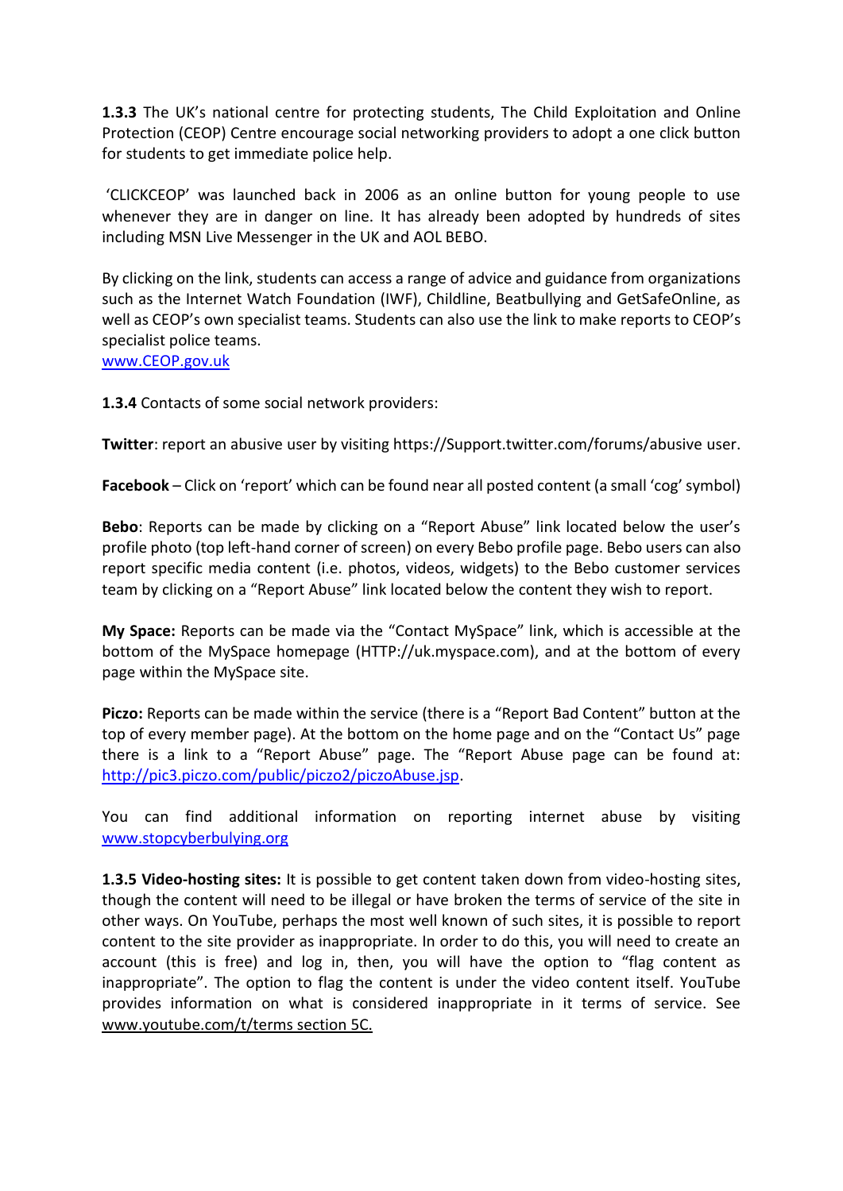**1.3.3** The UK's national centre for protecting students, The Child Exploitation and Online Protection (CEOP) Centre encourage social networking providers to adopt a one click button for students to get immediate police help.

'CLICKCEOP' was launched back in 2006 as an online button for young people to use whenever they are in danger on line. It has already been adopted by hundreds of sites including MSN Live Messenger in the UK and AOL BEBO.

By clicking on the link, students can access a range of advice and guidance from organizations such as the Internet Watch Foundation (IWF), Childline, Beatbullying and GetSafeOnline, as well as CEOP's own specialist teams. Students can also use the link to make reports to CEOP's specialist police teams.
[www.CEOP.gov.uk](http://www.CEOP.gov.uk)

**1.3.4** Contacts of some social network providers:

**Twitter**: report an abusive user by visiting https://Support.twitter.com/forums/abusive user.

**Facebook** – Click on 'report' which can be found near all posted content (a small 'cog' symbol)

**Bebo**: Reports can be made by clicking on a "Report Abuse" link located below the user's profile photo (top left-hand corner of screen) on every Bebo profile page. Bebo users can also report specific media content (i.e. photos, videos, widgets) to the Bebo customer services team by clicking on a "Report Abuse" link located below the content they wish to report.

**My Space:** Reports can be made via the "Contact MySpace" link, which is accessible at the bottom of the MySpace homepage (HTTP://uk.myspace.com), and at the bottom of every page within the MySpace site.

**Piczo:** Reports can be made within the service (there is a "Report Bad Content" button at the top of every member page). At the bottom on the home page and on the "Contact Us" page there is a link to a "Report Abuse" page. The "Report Abuse page can be found at: [http://pic3.piczo.com/public/piczo2/piczoAbuse.jsp](http://pic3.piczo.com/public/piczo2/piczoAbuse.jsp).

You can find additional information on reporting internet abuse by visiting [www.stopcyberbulying.org](http://www.stopcyberbulying.org)

**1.3.5 Video-hosting sites:** It is possible to get content taken down from video-hosting sites, though the content will need to be illegal or have broken the terms of service of the site in other ways. On YouTube, perhaps the most well known of such sites, it is possible to report content to the site provider as inappropriate. In order to do this, you will need to create an account (this is free) and log in, then, you will have the option to "flag content as inappropriate". The option to flag the content is under the video content itself. YouTube provides information on what is considered inappropriate in it terms of service. See www.youtube.com/t/terms section 5C.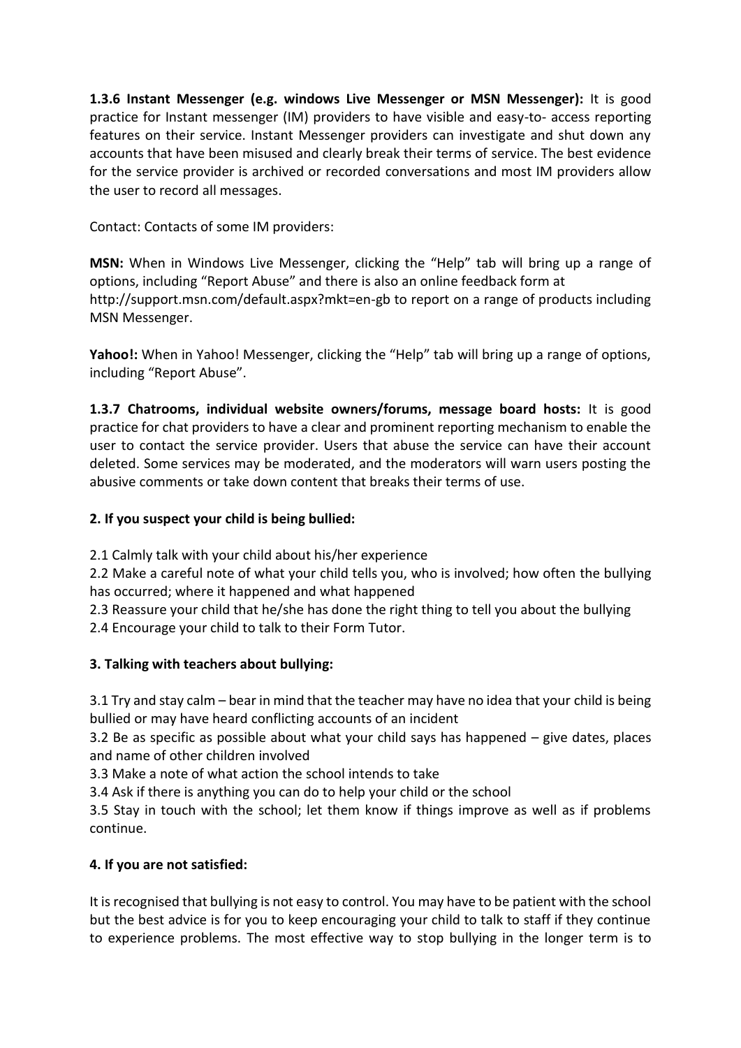**1.3.6 Instant Messenger (e.g. windows Live Messenger or MSN Messenger):** It is good practice for Instant messenger (IM) providers to have visible and easy-to- access reporting features on their service. Instant Messenger providers can investigate and shut down any accounts that have been misused and clearly break their terms of service. The best evidence for the service provider is archived or recorded conversations and most IM providers allow the user to record all messages.

Contact: Contacts of some IM providers:

**MSN:** When in Windows Live Messenger, clicking the "Help" tab will bring up a range of options, including "Report Abuse" and there is also an online feedback form at http://support.msn.com/default.aspx?mkt=en-gb to report on a range of products including MSN Messenger.

**Yahoo!:** When in Yahoo! Messenger, clicking the "Help" tab will bring up a range of options, including "Report Abuse".

**1.3.7 Chatrooms, individual website owners/forums, message board hosts:** It is good practice for chat providers to have a clear and prominent reporting mechanism to enable the user to contact the service provider. Users that abuse the service can have their account deleted. Some services may be moderated, and the moderators will warn users posting the abusive comments or take down content that breaks their terms of use.

**2. If you suspect your child is being bullied:**

2.1 Calmly talk with your child about his/her experience
2.2 Make a careful note of what your child tells you, who is involved; how often the bullying has occurred; where it happened and what happened
2.3 Reassure your child that he/she has done the right thing to tell you about the bullying
2.4 Encourage your child to talk to their Form Tutor.

**3. Talking with teachers about bullying:**

3.1 Try and stay calm – bear in mind that the teacher may have no idea that your child is being bullied or may have heard conflicting accounts of an incident
3.2 Be as specific as possible about what your child says has happened – give dates, places and name of other children involved
3.3 Make a note of what action the school intends to take
3.4 Ask if there is anything you can do to help your child or the school
3.5 Stay in touch with the school; let them know if things improve as well as if problems continue.

**4. If you are not satisfied:**

It is recognised that bullying is not easy to control. You may have to be patient with the school but the best advice is for you to keep encouraging your child to talk to staff if they continue to experience problems. The most effective way to stop bullying in the longer term is to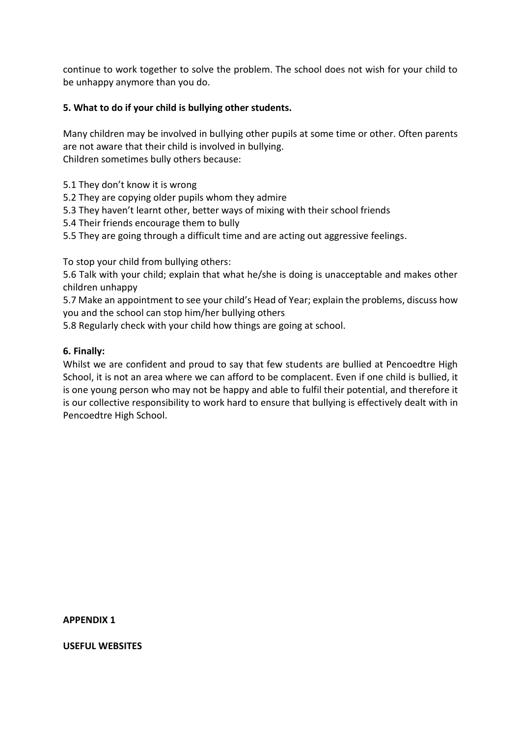continue to work together to solve the problem. The school does not wish for your child to be unhappy anymore than you do.

### 5. What to do if your child is bullying other students.

Many children may be involved in bullying other pupils at some time or other. Often parents are not aware that their child is involved in bullying.
Children sometimes bully others because:

5.1 They don't know it is wrong
5.2 They are copying older pupils whom they admire
5.3 They haven't learnt other, better ways of mixing with their school friends
5.4 Their friends encourage them to bully
5.5 They are going through a difficult time and are acting out aggressive feelings.

To stop your child from bullying others:
5.6 Talk with your child; explain that what he/she is doing is unacceptable and makes other children unhappy
5.7 Make an appointment to see your child's Head of Year; explain the problems, discuss how you and the school can stop him/her bullying others
5.8 Regularly check with your child how things are going at school.

### 6. Finally:

Whilst we are confident and proud to say that few students are bullied at Pencoedtre High School, it is not an area where we can afford to be complacent. Even if one child is bullied, it is one young person who may not be happy and able to fulfil their potential, and therefore it is our collective responsibility to work hard to ensure that bullying is effectively dealt with in Pencoedtre High School.

## APPENDIX 1

### USEFUL WEBSITES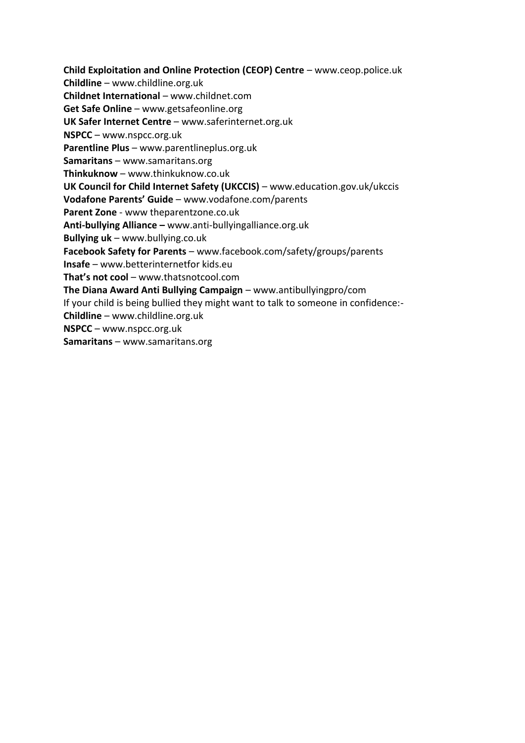**Child Exploitation and Online Protection (CEOP) Centre** – www.ceop.police.uk
**Childline** – www.childline.org.uk
**Childnet International** – www.childnet.com
**Get Safe Online** – www.getsafeonline.org
**UK Safer Internet Centre** – www.saferinternet.org.uk
**NSPCC** – www.nspcc.org.uk
**Parentline Plus** – www.parentlineplus.org.uk
**Samaritans** – www.samaritans.org
**Thinkuknow** – www.thinkuknow.co.uk
**UK Council for Child Internet Safety (UKCCIS)** – www.education.gov.uk/ukccis
**Vodafone Parents' Guide** – www.vodafone.com/parents
**Parent Zone** - www theparentzone.co.uk
**Anti-bullying Alliance –** www.anti-bullyingalliance.org.uk
**Bullying uk** – www.bullying.co.uk
**Facebook Safety for Parents** – www.facebook.com/safety/groups/parents
**Insafe** – www.betterinternetfor kids.eu
**That's not cool** – www.thatsnotcool.com
**The Diana Award Anti Bullying Campaign** – www.antibullyingpro/com
If your child is being bullied they might want to talk to someone in confidence:-
**Childline** – www.childline.org.uk
**NSPCC** – www.nspcc.org.uk
**Samaritans** – www.samaritans.org